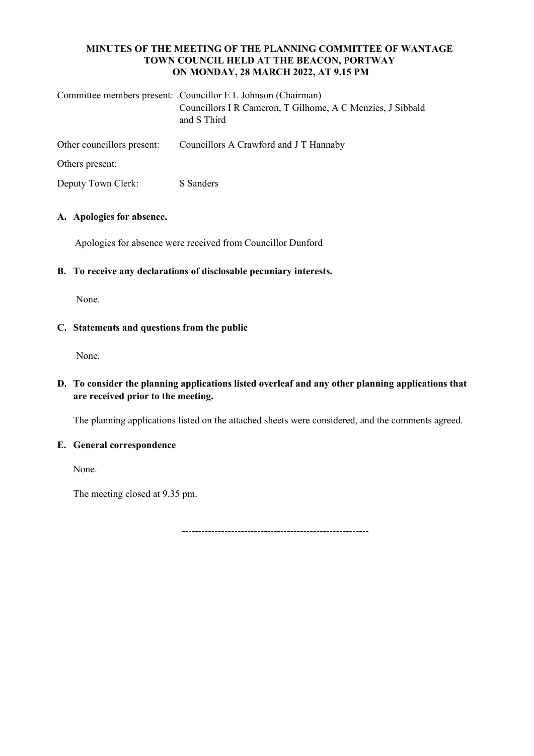**MINUTES OF THE MEETING OF THE PLANNING COMMITTEE OF WANTAGE TOWN COUNCIL HELD AT THE BEACON, PORTWAY ON MONDAY, 28 MARCH 2022, AT 9.15 PM**

| | |
|---|---|
| Committee members present: | Councillor E L Johnson (Chairman)<br>Councillors I R Cameron, T Gilhome, A C Menzies, J Sibbald and S Third |
| Other councillors present: | Councillors A Crawford and J T Hannaby |
| Others present: | |
| Deputy Town Clerk: | S Sanders |

**A. Apologies for absence.**

Apologies for absence were received from Councillor Dunford

**B. To receive any declarations of disclosable pecuniary interests.**

None.

**C. Statements and questions from the public**

None.

**D. To consider the planning applications listed overleaf and any other planning applications that are received prior to the meeting.**

The planning applications listed on the attached sheets were considered, and the comments agreed.

**E. General correspondence**

None.

The meeting closed at 9.35 pm.

---------------------------------------------------------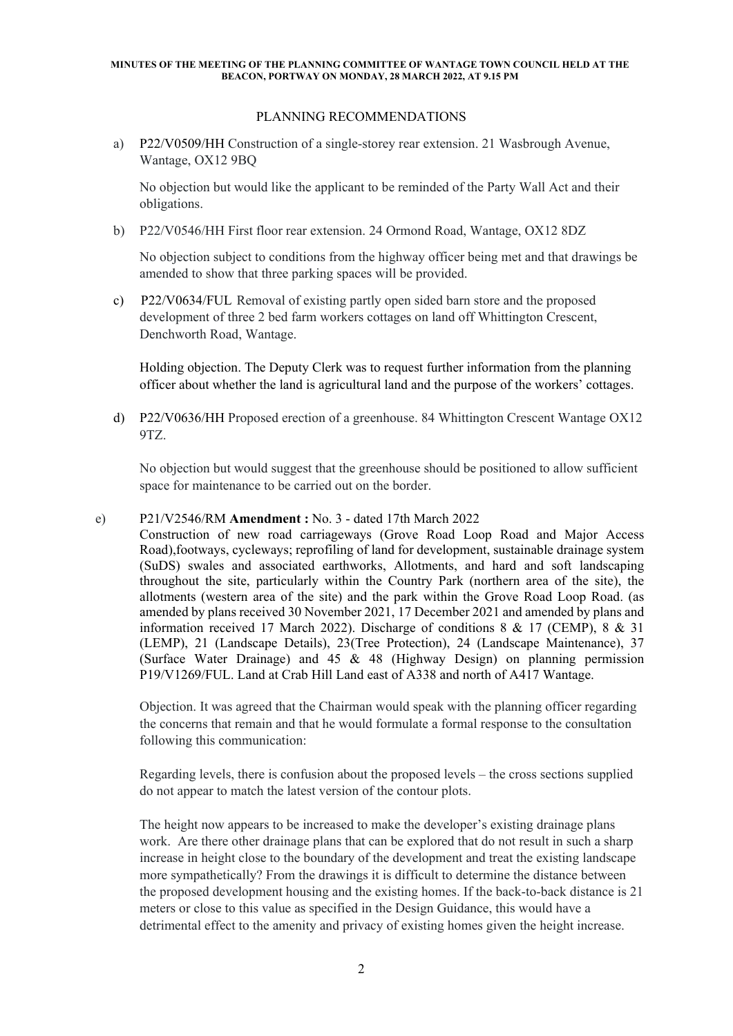**MINUTES OF THE MEETING OF THE PLANNING COMMITTEE OF WANTAGE TOWN COUNCIL HELD AT THE BEACON, PORTWAY ON MONDAY, 28 MARCH 2022, AT 9.15 PM**

## PLANNING RECOMMENDATIONS

a) P22/V0509/HH Construction of a single-storey rear extension. 21 Wasbrough Avenue, Wantage, OX12 9BQ

No objection but would like the applicant to be reminded of the Party Wall Act and their obligations.

b) P22/V0546/HH First floor rear extension. 24 Ormond Road, Wantage, OX12 8DZ

No objection subject to conditions from the highway officer being met and that drawings be amended to show that three parking spaces will be provided.

c) P22/V0634/FUL Removal of existing partly open sided barn store and the proposed development of three 2 bed farm workers cottages on land off Whittington Crescent, Denchworth Road, Wantage.

Holding objection. The Deputy Clerk was to request further information from the planning officer about whether the land is agricultural land and the purpose of the workers' cottages.

d) P22/V0636/HH Proposed erection of a greenhouse. 84 Whittington Crescent Wantage OX12 9TZ.

No objection but would suggest that the greenhouse should be positioned to allow sufficient space for maintenance to be carried out on the border.

e) P21/V2546/RM **Amendment :** No. 3 - dated 17th March 2022
Construction of new road carriageways (Grove Road Loop Road and Major Access Road),footways, cycleways; reprofiling of land for development, sustainable drainage system (SuDS) swales and associated earthworks, Allotments, and hard and soft landscaping throughout the site, particularly within the Country Park (northern area of the site), the allotments (western area of the site) and the park within the Grove Road Loop Road. (as amended by plans received 30 November 2021, 17 December 2021 and amended by plans and information received 17 March 2022). Discharge of conditions 8 & 17 (CEMP), 8 & 31 (LEMP), 21 (Landscape Details), 23(Tree Protection), 24 (Landscape Maintenance), 37 (Surface Water Drainage) and 45 & 48 (Highway Design) on planning permission P19/V1269/FUL. Land at Crab Hill Land east of A338 and north of A417 Wantage.

Objection. It was agreed that the Chairman would speak with the planning officer regarding the concerns that remain and that he would formulate a formal response to the consultation following this communication:

Regarding levels, there is confusion about the proposed levels – the cross sections supplied do not appear to match the latest version of the contour plots.

The height now appears to be increased to make the developer's existing drainage plans work. Are there other drainage plans that can be explored that do not result in such a sharp increase in height close to the boundary of the development and treat the existing landscape more sympathetically? From the drawings it is difficult to determine the distance between the proposed development housing and the existing homes. If the back-to-back distance is 21 meters or close to this value as specified in the Design Guidance, this would have a detrimental effect to the amenity and privacy of existing homes given the height increase.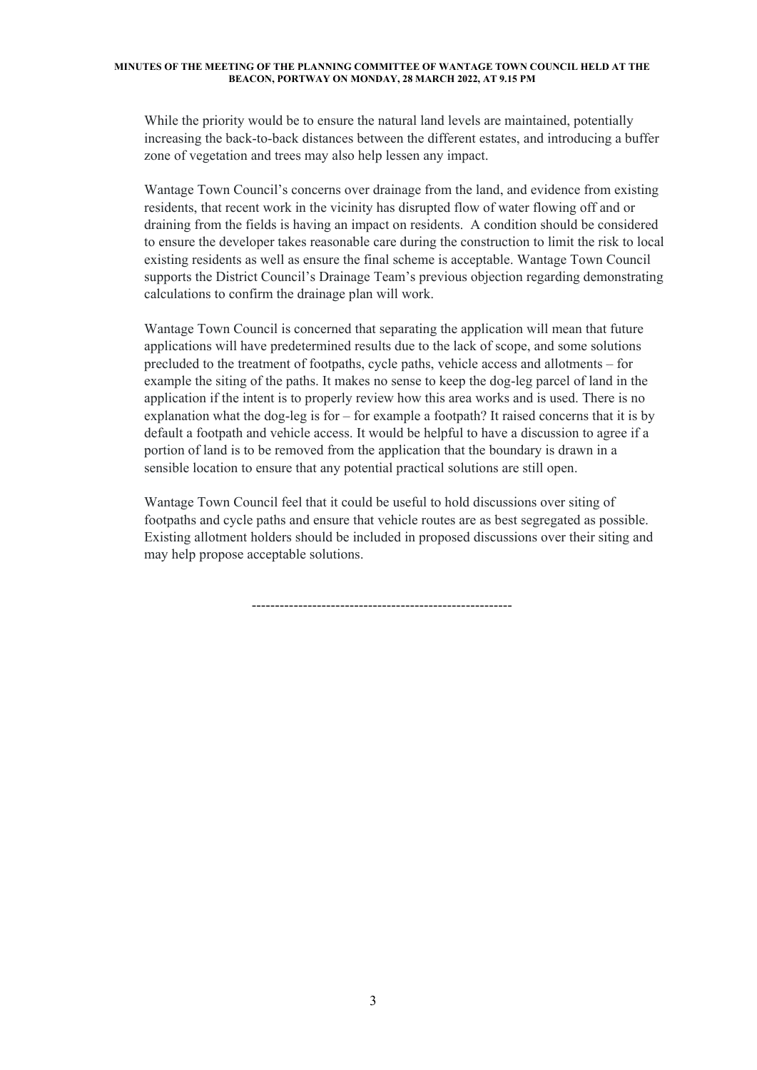While the priority would be to ensure the natural land levels are maintained, potentially increasing the back-to-back distances between the different estates, and introducing a buffer zone of vegetation and trees may also help lessen any impact.

Wantage Town Council's concerns over drainage from the land, and evidence from existing residents, that recent work in the vicinity has disrupted flow of water flowing off and or draining from the fields is having an impact on residents. A condition should be considered to ensure the developer takes reasonable care during the construction to limit the risk to local existing residents as well as ensure the final scheme is acceptable. Wantage Town Council supports the District Council's Drainage Team's previous objection regarding demonstrating calculations to confirm the drainage plan will work.

Wantage Town Council is concerned that separating the application will mean that future applications will have predetermined results due to the lack of scope, and some solutions precluded to the treatment of footpaths, cycle paths, vehicle access and allotments – for example the siting of the paths. It makes no sense to keep the dog-leg parcel of land in the application if the intent is to properly review how this area works and is used. There is no explanation what the dog-leg is for – for example a footpath? It raised concerns that it is by default a footpath and vehicle access. It would be helpful to have a discussion to agree if a portion of land is to be removed from the application that the boundary is drawn in a sensible location to ensure that any potential practical solutions are still open.

Wantage Town Council feel that it could be useful to hold discussions over siting of footpaths and cycle paths and ensure that vehicle routes are as best segregated as possible. Existing allotment holders should be included in proposed discussions over their siting and may help propose acceptable solutions.

---------------------------------------------------------